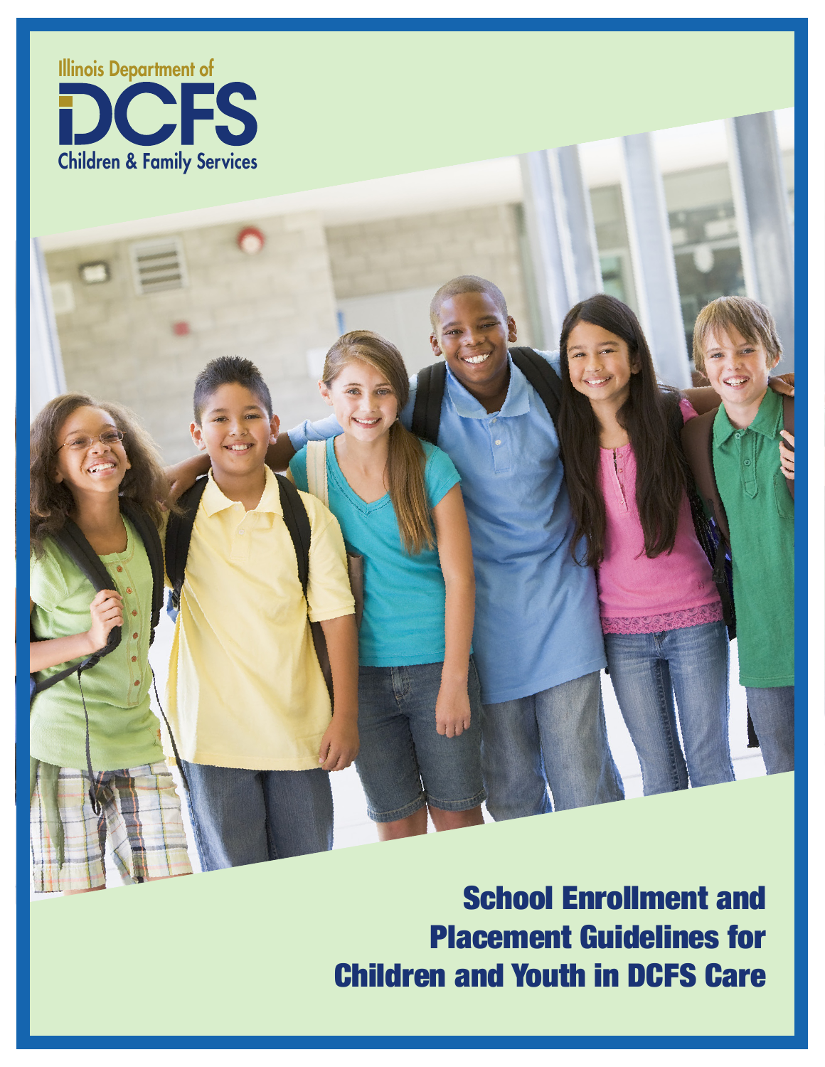Illinois Department of

DCFS

Children & Family Services

# School Enrollment and Placement Guidelines for Children and Youth in DCFS Care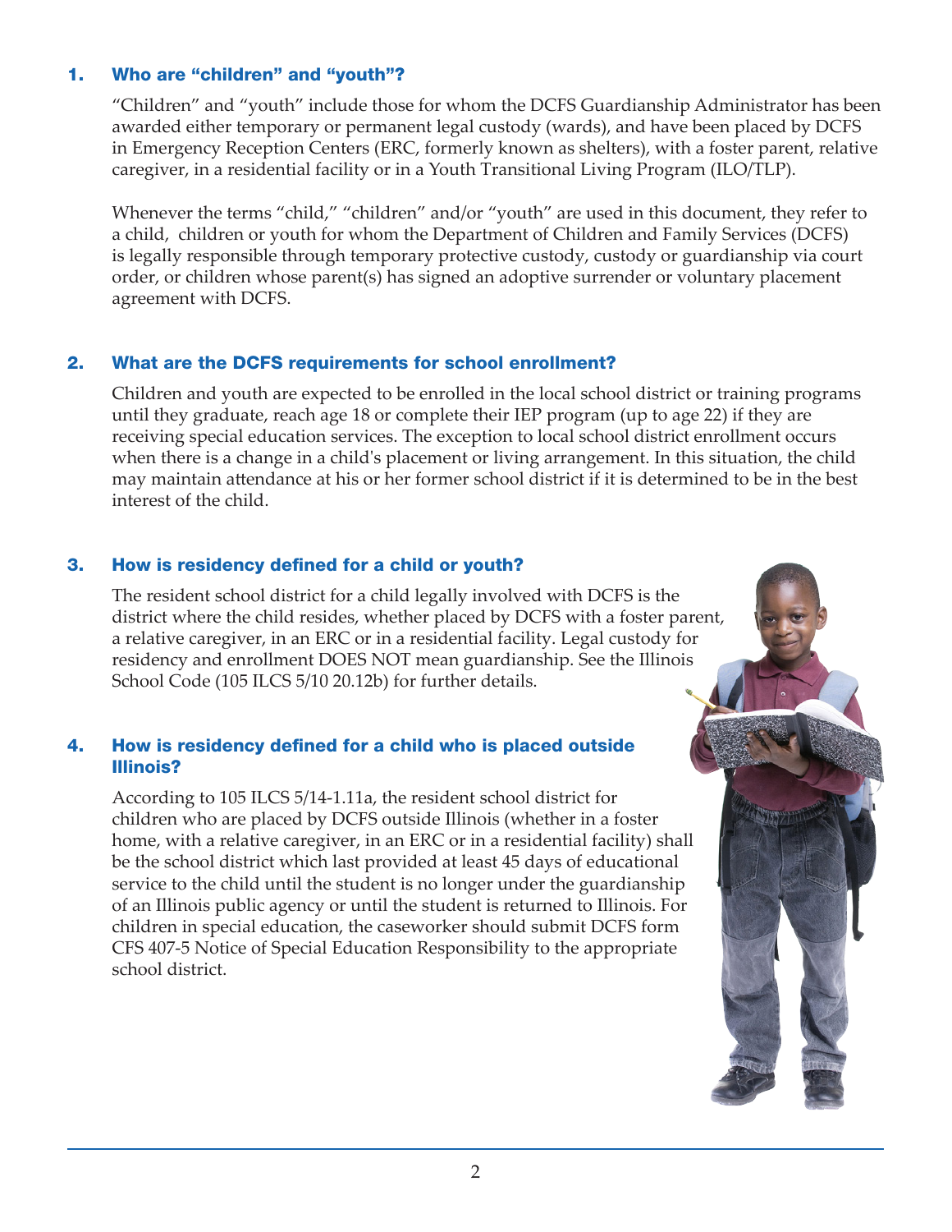## 1. Who are "children" and "youth"?

"Children" and "youth" include those for whom the DCFS Guardianship Administrator has been awarded either temporary or permanent legal custody (wards), and have been placed by DCFS in Emergency Reception Centers (ERC, formerly known as shelters), with a foster parent, relative caregiver, in a residential facility or in a Youth Transitional Living Program (ILO/TLP).

Whenever the terms "child," "children" and/or "youth" are used in this document, they refer to a child, children or youth for whom the Department of Children and Family Services (DCFS) is legally responsible through temporary protective custody, custody or guardianship via court order, or children whose parent(s) has signed an adoptive surrender or voluntary placement agreement with DCFS.

## 2. What are the DCFS requirements for school enrollment?

Children and youth are expected to be enrolled in the local school district or training programs until they graduate, reach age 18 or complete their IEP program (up to age 22) if they are receiving special education services. The exception to local school district enrollment occurs when there is a change in a child's placement or living arrangement. In this situation, the child may maintain attendance at his or her former school district if it is determined to be in the best interest of the child.

## 3. How is residency defined for a child or youth?

The resident school district for a child legally involved with DCFS is the district where the child resides, whether placed by DCFS with a foster parent, a relative caregiver, in an ERC or in a residential facility. Legal custody for residency and enrollment DOES NOT mean guardianship. See the Illinois School Code (105 ILCS 5/10 20.12b) for further details.

## 4. How is residency defined for a child who is placed outside Illinois?

According to 105 ILCS 5/14-1.11a, the resident school district for children who are placed by DCFS outside Illinois (whether in a foster home, with a relative caregiver, in an ERC or in a residential facility) shall be the school district which last provided at least 45 days of educational service to the child until the student is no longer under the guardianship of an Illinois public agency or until the student is returned to Illinois. For children in special education, the caseworker should submit DCFS form CFS 407-5 Notice of Special Education Responsibility to the appropriate school district.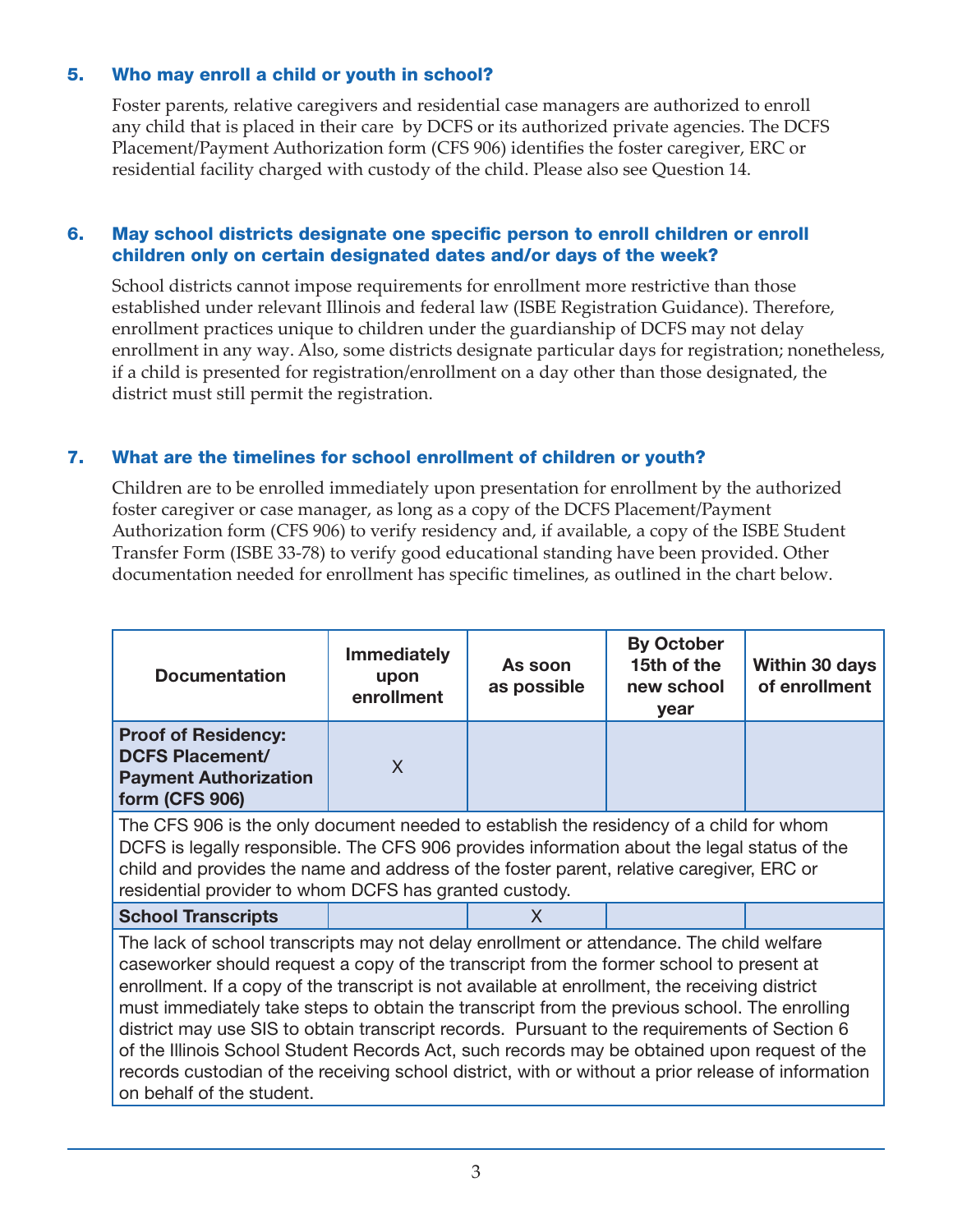### 5. Who may enroll a child or youth in school?

Foster parents, relative caregivers and residential case managers are authorized to enroll any child that is placed in their care by DCFS or its authorized private agencies. The DCFS Placement/Payment Authorization form (CFS 906) identifies the foster caregiver, ERC or residential facility charged with custody of the child. Please also see Question 14.

### 6. May school districts designate one specific person to enroll children or enroll children only on certain designated dates and/or days of the week?

School districts cannot impose requirements for enrollment more restrictive than those established under relevant Illinois and federal law (ISBE Registration Guidance). Therefore, enrollment practices unique to children under the guardianship of DCFS may not delay enrollment in any way. Also, some districts designate particular days for registration; nonetheless, if a child is presented for registration/enrollment on a day other than those designated, the district must still permit the registration.

### 7. What are the timelines for school enrollment of children or youth?

Children are to be enrolled immediately upon presentation for enrollment by the authorized foster caregiver or case manager, as long as a copy of the DCFS Placement/Payment Authorization form (CFS 906) to verify residency and, if available, a copy of the ISBE Student Transfer Form (ISBE 33-78) to verify good educational standing have been provided. Other documentation needed for enrollment has specific timelines, as outlined in the chart below.

| Documentation | Immediately upon enrollment | As soon as possible | By October 15th of the new school year | Within 30 days of enrollment |
|---|---|---|---|---|
| **Proof of Residency: DCFS Placement/ Payment Authorization form (CFS 906)** | X | | | |
| The CFS 906 is the only document needed to establish the residency of a child for whom DCFS is legally responsible. The CFS 906 provides information about the legal status of the child and provides the name and address of the foster parent, relative caregiver, ERC or residential provider to whom DCFS has granted custody. | | | | |
| **School Transcripts** | | X | | |
| The lack of school transcripts may not delay enrollment or attendance. The child welfare caseworker should request a copy of the transcript from the former school to present at enrollment. If a copy of the transcript is not available at enrollment, the receiving district must immediately take steps to obtain the transcript from the previous school. The enrolling district may use SIS to obtain transcript records. Pursuant to the requirements of Section 6 of the Illinois School Student Records Act, such records may be obtained upon request of the records custodian of the receiving school district, with or without a prior release of information on behalf of the student. | | | | |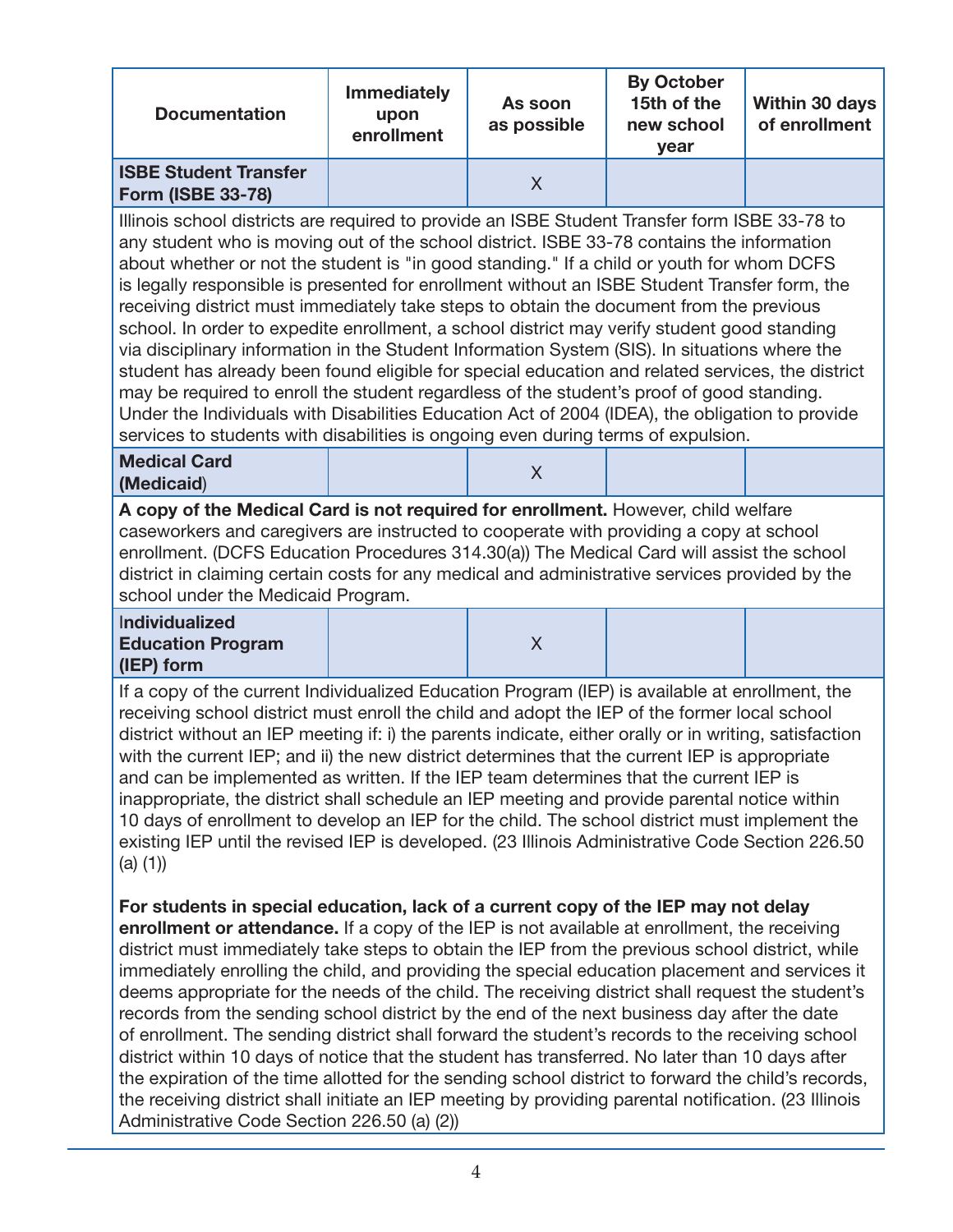| Documentation | Immediately upon enrollment | As soon as possible | By October 15th of the new school year | Within 30 days of enrollment |
|---|---|---|---|---|
| **ISBE Student Transfer Form (ISBE 33-78)** | | X | | |

Illinois school districts are required to provide an ISBE Student Transfer form ISBE 33-78 to any student who is moving out of the school district. ISBE 33-78 contains the information about whether or not the student is "in good standing." If a child or youth for whom DCFS is legally responsible is presented for enrollment without an ISBE Student Transfer form, the receiving district must immediately take steps to obtain the document from the previous school. In order to expedite enrollment, a school district may verify student good standing via disciplinary information in the Student Information System (SIS). In situations where the student has already been found eligible for special education and related services, the district may be required to enroll the student regardless of the student's proof of good standing. Under the Individuals with Disabilities Education Act of 2004 (IDEA), the obligation to provide services to students with disabilities is ongoing even during terms of expulsion.

| Documentation | Immediately upon enrollment | As soon as possible | By October 15th of the new school year | Within 30 days of enrollment |
|---|---|---|---|---|
| **Medical Card (Medicaid)** | | X | | |

**A copy of the Medical Card is not required for enrollment.** However, child welfare caseworkers and caregivers are instructed to cooperate with providing a copy at school enrollment. (DCFS Education Procedures 314.30(a)) The Medical Card will assist the school district in claiming certain costs for any medical and administrative services provided by the school under the Medicaid Program.

| Documentation | Immediately upon enrollment | As soon as possible | By October 15th of the new school year | Within 30 days of enrollment |
|---|---|---|---|---|
| **Individualized Education Program (IEP) form** | | X | | |

If a copy of the current Individualized Education Program (IEP) is available at enrollment, the receiving school district must enroll the child and adopt the IEP of the former local school district without an IEP meeting if: i) the parents indicate, either orally or in writing, satisfaction with the current IEP; and ii) the new district determines that the current IEP is appropriate and can be implemented as written. If the IEP team determines that the current IEP is inappropriate, the district shall schedule an IEP meeting and provide parental notice within 10 days of enrollment to develop an IEP for the child. The school district must implement the existing IEP until the revised IEP is developed. (23 Illinois Administrative Code Section 226.50 (a) (1))

**For students in special education, lack of a current copy of the IEP may not delay enrollment or attendance.** If a copy of the IEP is not available at enrollment, the receiving district must immediately take steps to obtain the IEP from the previous school district, while immediately enrolling the child, and providing the special education placement and services it deems appropriate for the needs of the child. The receiving district shall request the student's records from the sending school district by the end of the next business day after the date of enrollment. The sending district shall forward the student's records to the receiving school district within 10 days of notice that the student has transferred. No later than 10 days after the expiration of the time allotted for the sending school district to forward the child's records, the receiving district shall initiate an IEP meeting by providing parental notification. (23 Illinois Administrative Code Section 226.50 (a) (2))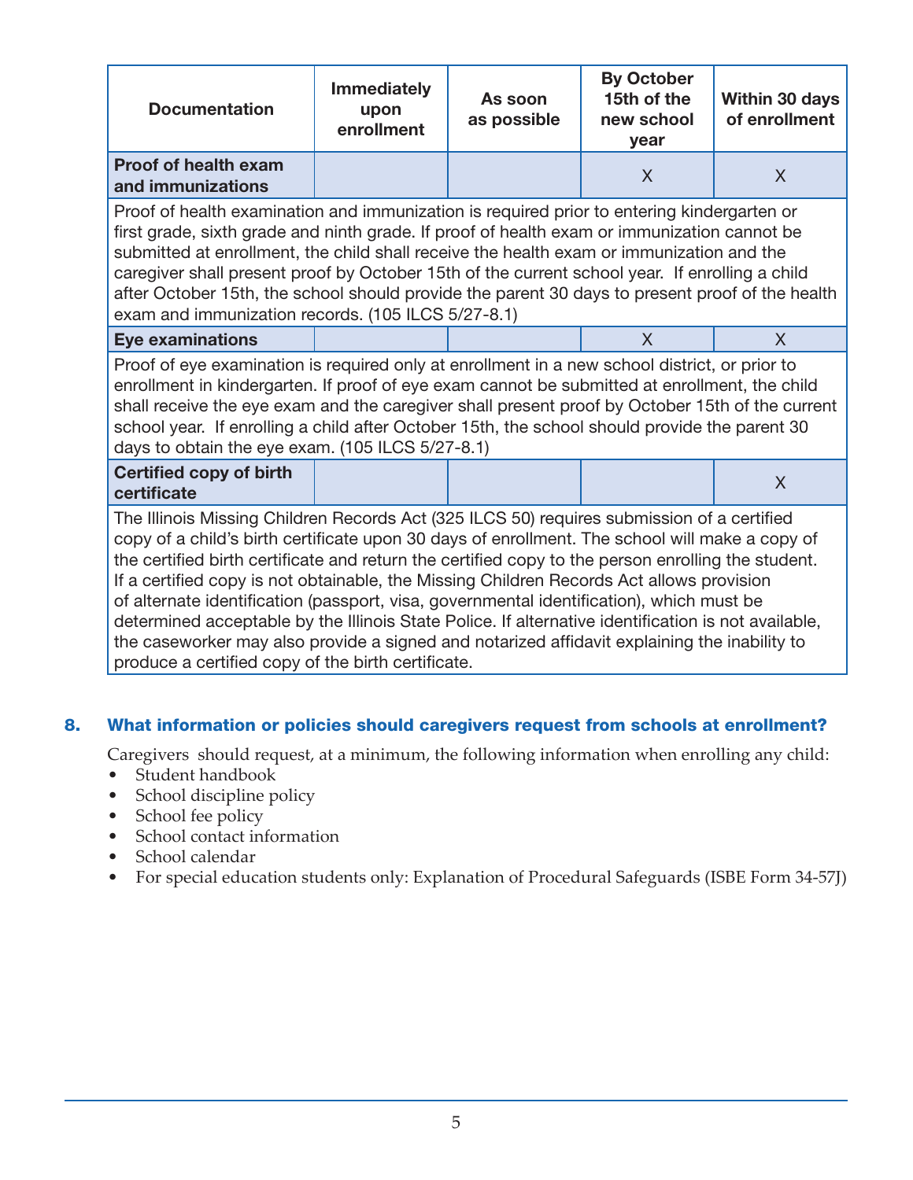| Documentation | Immediately upon enrollment | As soon as possible | By October 15th of the new school year | Within 30 days of enrollment |
|---|---|---|---|---|
| **Proof of health exam and immunizations** | | | X | X |
| Proof of health examination and immunization is required prior to entering kindergarten or first grade, sixth grade and ninth grade. If proof of health exam or immunization cannot be submitted at enrollment, the child shall receive the health exam or immunization and the caregiver shall present proof by October 15th of the current school year. If enrolling a child after October 15th, the school should provide the parent 30 days to present proof of the health exam and immunization records. (105 ILCS 5/27-8.1) | | | | |
| **Eye examinations** | | | X | X |
| Proof of eye examination is required only at enrollment in a new school district, or prior to enrollment in kindergarten. If proof of eye exam cannot be submitted at enrollment, the child shall receive the eye exam and the caregiver shall present proof by October 15th of the current school year. If enrolling a child after October 15th, the school should provide the parent 30 days to obtain the eye exam. (105 ILCS 5/27-8.1) | | | | |
| **Certified copy of birth certificate** | | | | X |
| The Illinois Missing Children Records Act (325 ILCS 50) requires submission of a certified copy of a child's birth certificate upon 30 days of enrollment. The school will make a copy of the certified birth certificate and return the certified copy to the person enrolling the student. If a certified copy is not obtainable, the Missing Children Records Act allows provision of alternate identification (passport, visa, governmental identification), which must be determined acceptable by the Illinois State Police. If alternative identification is not available, the caseworker may also provide a signed and notarized affidavit explaining the inability to produce a certified copy of the birth certificate. | | | | |

### 8. What information or policies should caregivers request from schools at enrollment?

Caregivers should request, at a minimum, the following information when enrolling any child:

- Student handbook
- School discipline policy
- School fee policy
- School contact information
- School calendar
- For special education students only: Explanation of Procedural Safeguards (ISBE Form 34-57J)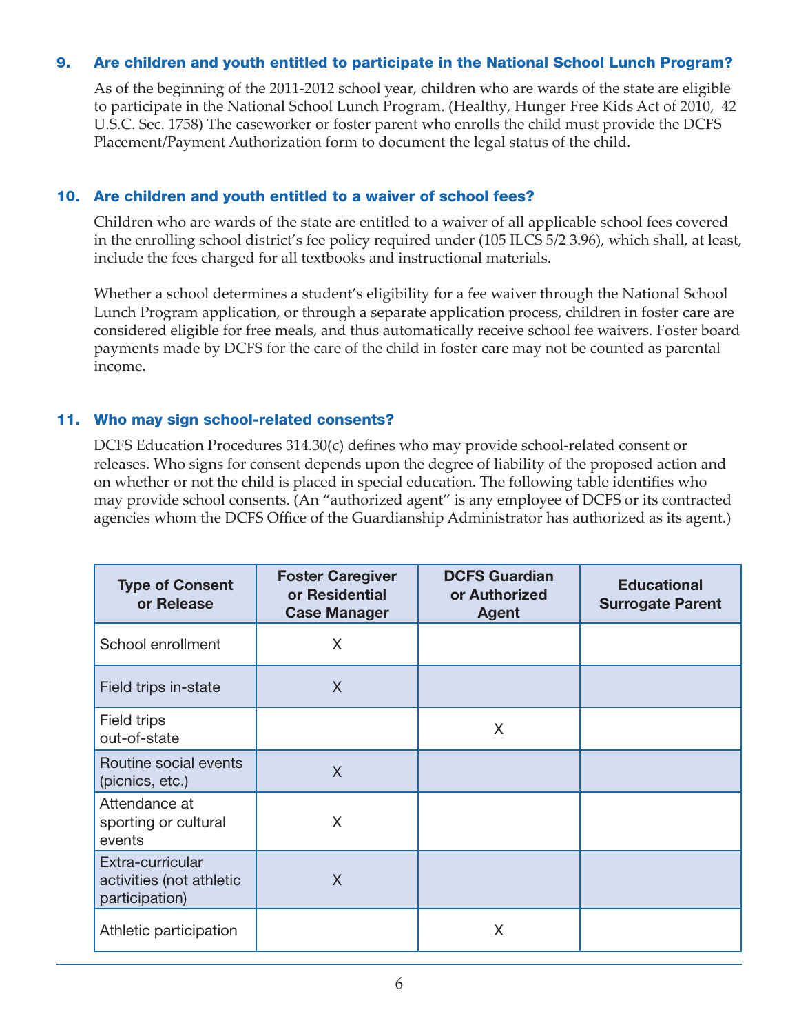### 9. Are children and youth entitled to participate in the National School Lunch Program?

As of the beginning of the 2011-2012 school year, children who are wards of the state are eligible to participate in the National School Lunch Program. (Healthy, Hunger Free Kids Act of 2010, 42 U.S.C. Sec. 1758) The caseworker or foster parent who enrolls the child must provide the DCFS Placement/Payment Authorization form to document the legal status of the child.

### 10. Are children and youth entitled to a waiver of school fees?

Children who are wards of the state are entitled to a waiver of all applicable school fees covered in the enrolling school district's fee policy required under (105 ILCS 5/2 3.96), which shall, at least, include the fees charged for all textbooks and instructional materials.

Whether a school determines a student's eligibility for a fee waiver through the National School Lunch Program application, or through a separate application process, children in foster care are considered eligible for free meals, and thus automatically receive school fee waivers. Foster board payments made by DCFS for the care of the child in foster care may not be counted as parental income.

### 11. Who may sign school-related consents?

DCFS Education Procedures 314.30(c) defines who may provide school-related consent or releases. Who signs for consent depends upon the degree of liability of the proposed action and on whether or not the child is placed in special education. The following table identifies who may provide school consents. (An "authorized agent" is any employee of DCFS or its contracted agencies whom the DCFS Office of the Guardianship Administrator has authorized as its agent.)

| Type of Consent or Release | Foster Caregiver or Residential Case Manager | DCFS Guardian or Authorized Agent | Educational Surrogate Parent |
|---|---|---|---|
| School enrollment | X | | |
| Field trips in-state | X | | |
| Field trips out-of-state | | X | |
| Routine social events (picnics, etc.) | X | | |
| Attendance at sporting or cultural events | X | | |
| Extra-curricular activities (not athletic participation) | X | | |
| Athletic participation | | X | |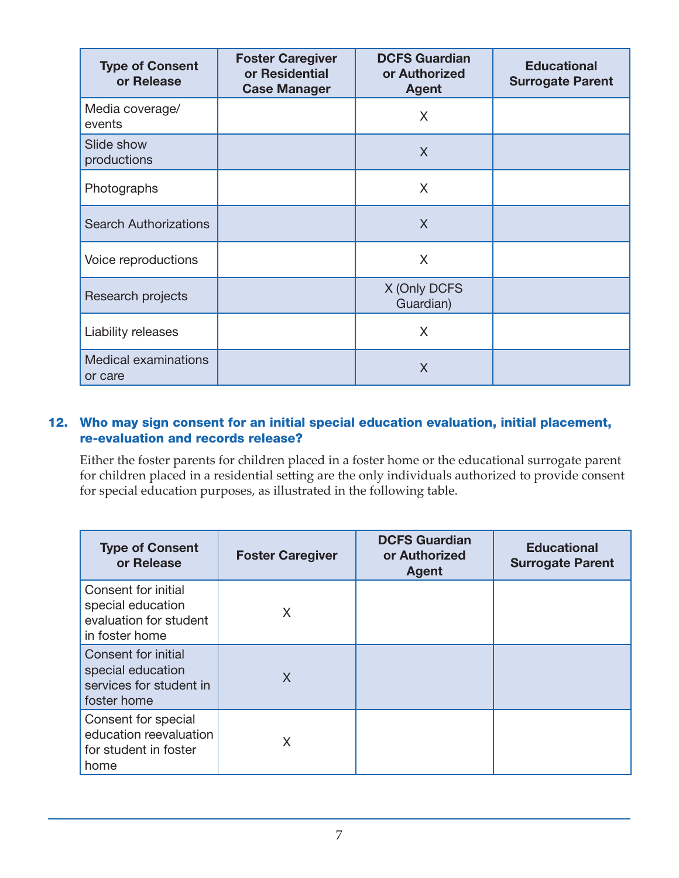| Type of Consent or Release | Foster Caregiver or Residential Case Manager | DCFS Guardian or Authorized Agent | Educational Surrogate Parent |
|---|---|---|---|
| Media coverage/ events | | X | |
| Slide show productions | | X | |
| Photographs | | X | |
| Search Authorizations | | X | |
| Voice reproductions | | X | |
| Research projects | | X (Only DCFS Guardian) | |
| Liability releases | | X | |
| Medical examinations or care | | X | |

### 12. Who may sign consent for an initial special education evaluation, initial placement, re-evaluation and records release?

Either the foster parents for children placed in a foster home or the educational surrogate parent for children placed in a residential setting are the only individuals authorized to provide consent for special education purposes, as illustrated in the following table.

| Type of Consent or Release | Foster Caregiver | DCFS Guardian or Authorized Agent | Educational Surrogate Parent |
|---|---|---|---|
| Consent for initial special education evaluation for student in foster home | X | | |
| Consent for initial special education services for student in foster home | X | | |
| Consent for special education reevaluation for student in foster home | X | | |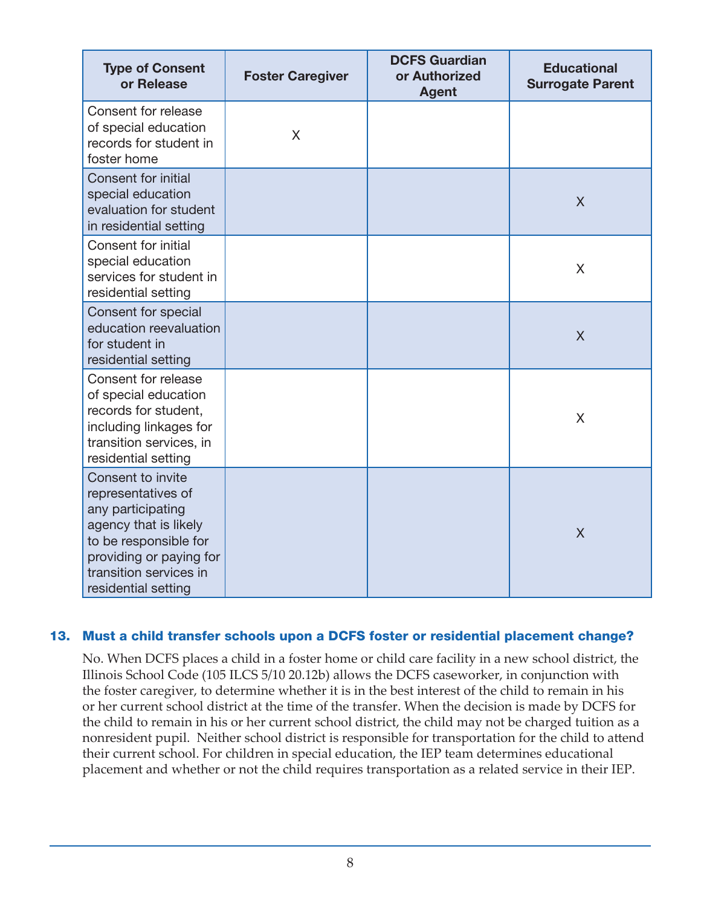| Type of Consent or Release | Foster Caregiver | DCFS Guardian or Authorized Agent | Educational Surrogate Parent |
|---|---|---|---|
| Consent for release of special education records for student in foster home | X | | |
| Consent for initial special education evaluation for student in residential setting | | | X |
| Consent for initial special education services for student in residential setting | | | X |
| Consent for special education reevaluation for student in residential setting | | | X |
| Consent for release of special education records for student, including linkages for transition services, in residential setting | | | X |
| Consent to invite representatives of any participating agency that is likely to be responsible for providing or paying for transition services in residential setting | | | X |

### 13. Must a child transfer schools upon a DCFS foster or residential placement change?

No. When DCFS places a child in a foster home or child care facility in a new school district, the Illinois School Code (105 ILCS 5/10 20.12b) allows the DCFS caseworker, in conjunction with the foster caregiver, to determine whether it is in the best interest of the child to remain in his or her current school district at the time of the transfer. When the decision is made by DCFS for the child to remain in his or her current school district, the child may not be charged tuition as a nonresident pupil. Neither school district is responsible for transportation for the child to attend their current school. For children in special education, the IEP team determines educational placement and whether or not the child requires transportation as a related service in their IEP.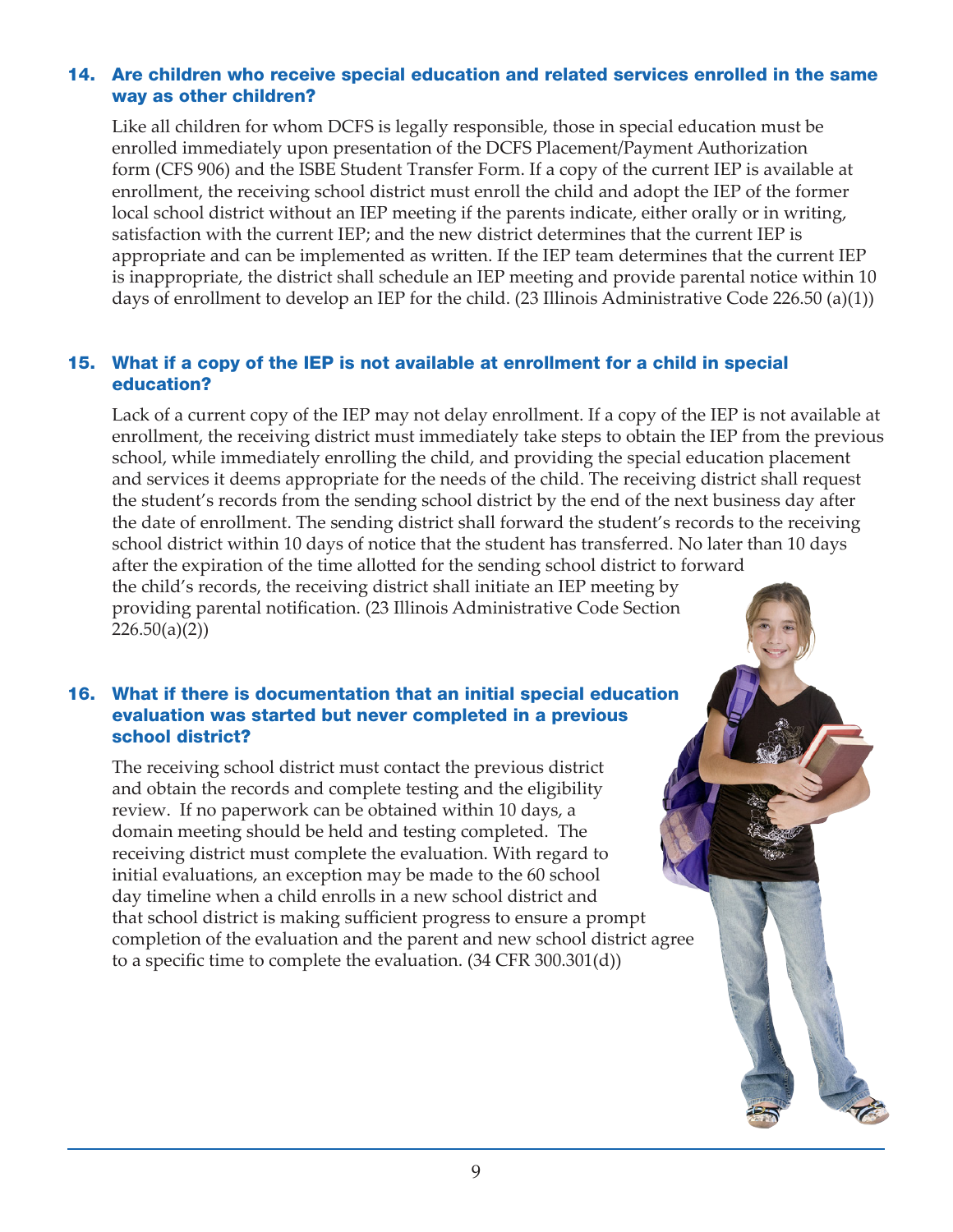### 14. Are children who receive special education and related services enrolled in the same way as other children?

Like all children for whom DCFS is legally responsible, those in special education must be enrolled immediately upon presentation of the DCFS Placement/Payment Authorization form (CFS 906) and the ISBE Student Transfer Form. If a copy of the current IEP is available at enrollment, the receiving school district must enroll the child and adopt the IEP of the former local school district without an IEP meeting if the parents indicate, either orally or in writing, satisfaction with the current IEP; and the new district determines that the current IEP is appropriate and can be implemented as written. If the IEP team determines that the current IEP is inappropriate, the district shall schedule an IEP meeting and provide parental notice within 10 days of enrollment to develop an IEP for the child. (23 Illinois Administrative Code 226.50 (a)(1))

### 15. What if a copy of the IEP is not available at enrollment for a child in special education?

Lack of a current copy of the IEP may not delay enrollment. If a copy of the IEP is not available at enrollment, the receiving district must immediately take steps to obtain the IEP from the previous school, while immediately enrolling the child, and providing the special education placement and services it deems appropriate for the needs of the child. The receiving district shall request the student's records from the sending school district by the end of the next business day after the date of enrollment. The sending district shall forward the student's records to the receiving school district within 10 days of notice that the student has transferred. No later than 10 days after the expiration of the time allotted for the sending school district to forward the child's records, the receiving district shall initiate an IEP meeting by providing parental notification. (23 Illinois Administrative Code Section 226.50(a)(2))

### 16. What if there is documentation that an initial special education evaluation was started but never completed in a previous school district?

The receiving school district must contact the previous district and obtain the records and complete testing and the eligibility review. If no paperwork can be obtained within 10 days, a domain meeting should be held and testing completed. The receiving district must complete the evaluation. With regard to initial evaluations, an exception may be made to the 60 school day timeline when a child enrolls in a new school district and that school district is making sufficient progress to ensure a prompt completion of the evaluation and the parent and new school district agree to a specific time to complete the evaluation. (34 CFR 300.301(d))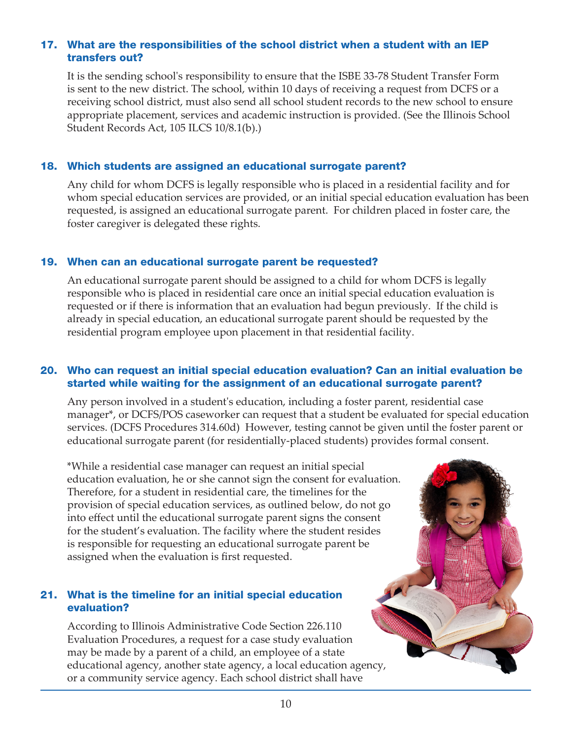### 17. What are the responsibilities of the school district when a student with an IEP transfers out?

It is the sending school's responsibility to ensure that the ISBE 33-78 Student Transfer Form is sent to the new district. The school, within 10 days of receiving a request from DCFS or a receiving school district, must also send all school student records to the new school to ensure appropriate placement, services and academic instruction is provided. (See the Illinois School Student Records Act, 105 ILCS 10/8.1(b).)

### 18. Which students are assigned an educational surrogate parent?

Any child for whom DCFS is legally responsible who is placed in a residential facility and for whom special education services are provided, or an initial special education evaluation has been requested, is assigned an educational surrogate parent. For children placed in foster care, the foster caregiver is delegated these rights.

### 19. When can an educational surrogate parent be requested?

An educational surrogate parent should be assigned to a child for whom DCFS is legally responsible who is placed in residential care once an initial special education evaluation is requested or if there is information that an evaluation had begun previously. If the child is already in special education, an educational surrogate parent should be requested by the residential program employee upon placement in that residential facility.

### 20. Who can request an initial special education evaluation? Can an initial evaluation be started while waiting for the assignment of an educational surrogate parent?

Any person involved in a student's education, including a foster parent, residential case manager*, or DCFS/POS caseworker can request that a student be evaluated for special education services. (DCFS Procedures 314.60d) However, testing cannot be given until the foster parent or educational surrogate parent (for residentially-placed students) provides formal consent.

*While a residential case manager can request an initial special education evaluation, he or she cannot sign the consent for evaluation. Therefore, for a student in residential care, the timelines for the provision of special education services, as outlined below, do not go into effect until the educational surrogate parent signs the consent for the student's evaluation. The facility where the student resides is responsible for requesting an educational surrogate parent be assigned when the evaluation is first requested.

### 21. What is the timeline for an initial special education evaluation?

According to Illinois Administrative Code Section 226.110 Evaluation Procedures, a request for a case study evaluation may be made by a parent of a child, an employee of a state educational agency, another state agency, a local education agency, or a community service agency. Each school district shall have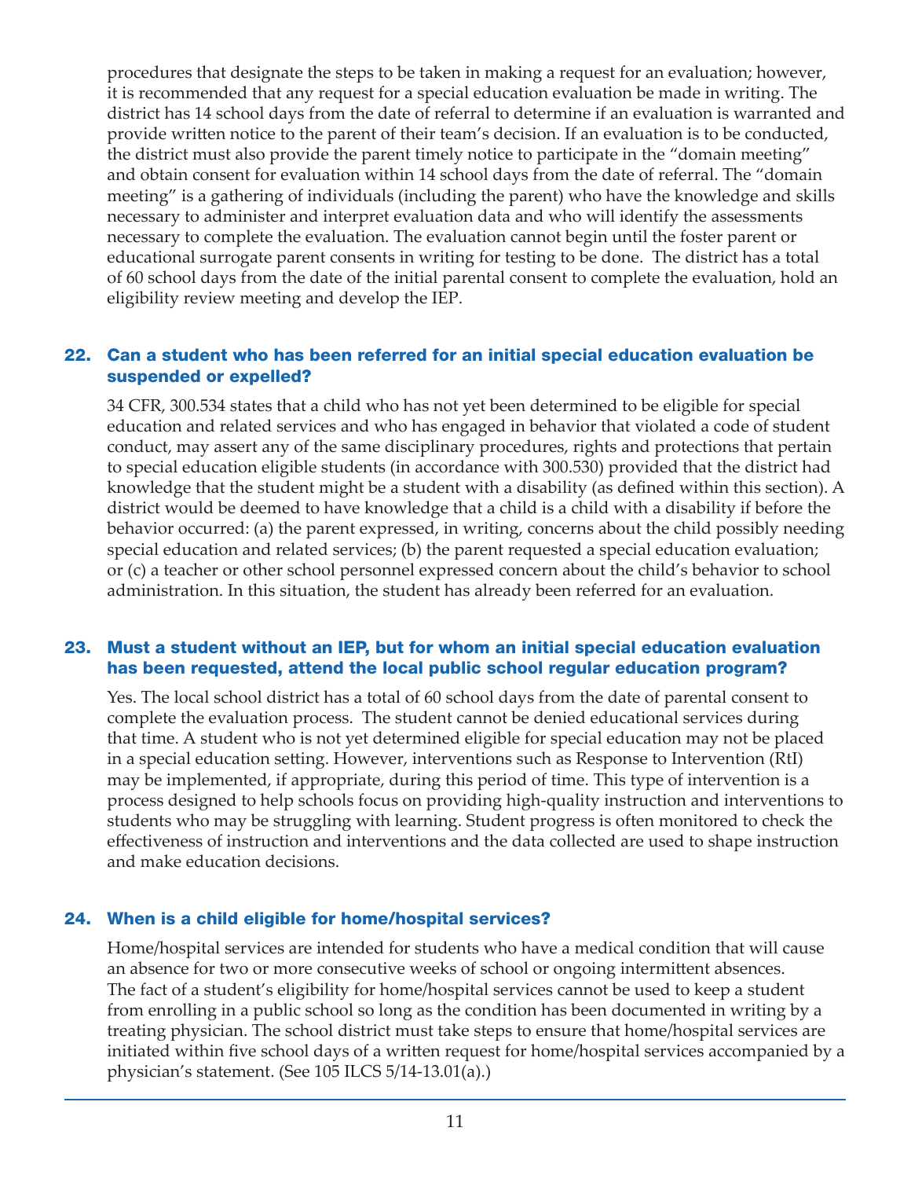procedures that designate the steps to be taken in making a request for an evaluation; however, it is recommended that any request for a special education evaluation be made in writing. The district has 14 school days from the date of referral to determine if an evaluation is warranted and provide written notice to the parent of their team's decision. If an evaluation is to be conducted, the district must also provide the parent timely notice to participate in the "domain meeting" and obtain consent for evaluation within 14 school days from the date of referral. The "domain meeting" is a gathering of individuals (including the parent) who have the knowledge and skills necessary to administer and interpret evaluation data and who will identify the assessments necessary to complete the evaluation. The evaluation cannot begin until the foster parent or educational surrogate parent consents in writing for testing to be done. The district has a total of 60 school days from the date of the initial parental consent to complete the evaluation, hold an eligibility review meeting and develop the IEP.

### 22. Can a student who has been referred for an initial special education evaluation be suspended or expelled?

34 CFR, 300.534 states that a child who has not yet been determined to be eligible for special education and related services and who has engaged in behavior that violated a code of student conduct, may assert any of the same disciplinary procedures, rights and protections that pertain to special education eligible students (in accordance with 300.530) provided that the district had knowledge that the student might be a student with a disability (as defined within this section). A district would be deemed to have knowledge that a child is a child with a disability if before the behavior occurred: (a) the parent expressed, in writing, concerns about the child possibly needing special education and related services; (b) the parent requested a special education evaluation; or (c) a teacher or other school personnel expressed concern about the child's behavior to school administration. In this situation, the student has already been referred for an evaluation.

### 23. Must a student without an IEP, but for whom an initial special education evaluation has been requested, attend the local public school regular education program?

Yes. The local school district has a total of 60 school days from the date of parental consent to complete the evaluation process. The student cannot be denied educational services during that time. A student who is not yet determined eligible for special education may not be placed in a special education setting. However, interventions such as Response to Intervention (RtI) may be implemented, if appropriate, during this period of time. This type of intervention is a process designed to help schools focus on providing high-quality instruction and interventions to students who may be struggling with learning. Student progress is often monitored to check the effectiveness of instruction and interventions and the data collected are used to shape instruction and make education decisions.

### 24. When is a child eligible for home/hospital services?

Home/hospital services are intended for students who have a medical condition that will cause an absence for two or more consecutive weeks of school or ongoing intermittent absences. The fact of a student's eligibility for home/hospital services cannot be used to keep a student from enrolling in a public school so long as the condition has been documented in writing by a treating physician. The school district must take steps to ensure that home/hospital services are initiated within five school days of a written request for home/hospital services accompanied by a physician's statement. (See 105 ILCS 5/14-13.01(a).)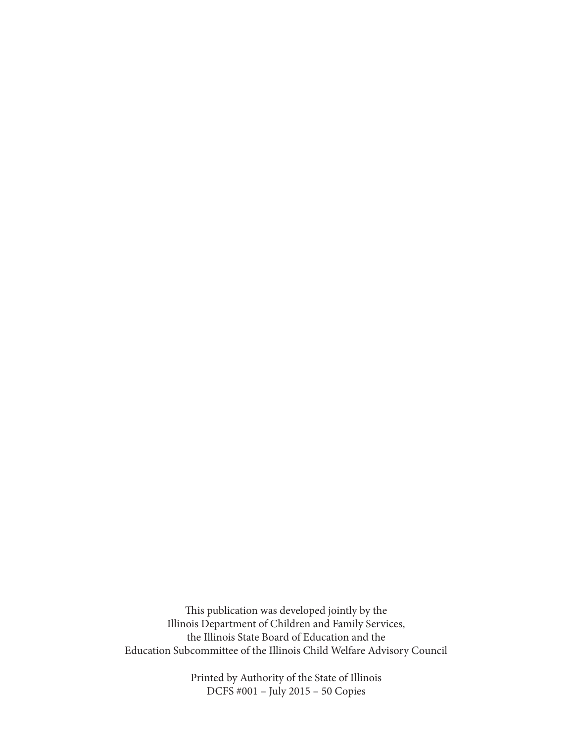This publication was developed jointly by the
Illinois Department of Children and Family Services,
the Illinois State Board of Education and the
Education Subcommittee of the Illinois Child Welfare Advisory Council

Printed by Authority of the State of Illinois
DCFS #001 – July 2015 – 50 Copies